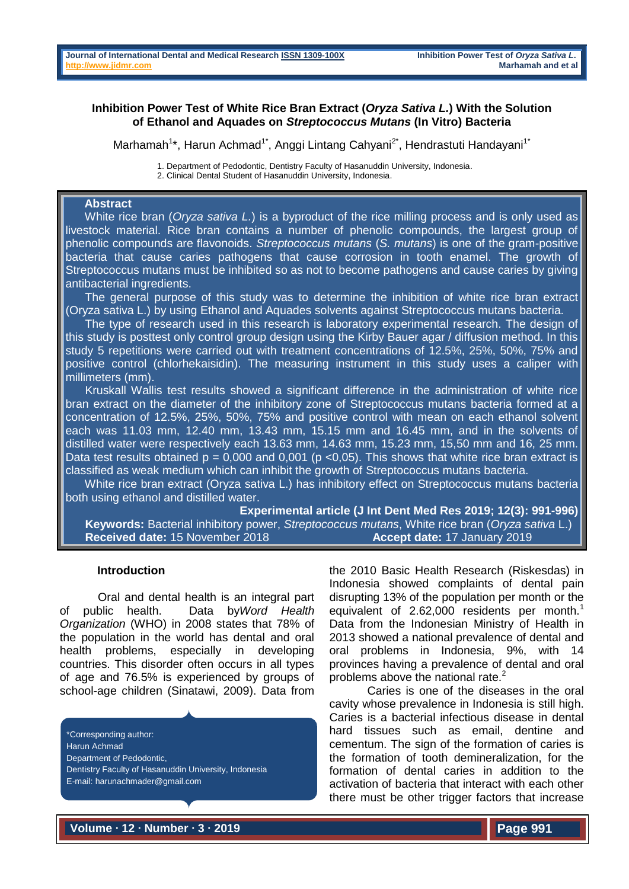# Inhibition Power Test of White Rice Bran Extract (*Oryza Sativa L.*) With the Solution of Ethanol and Aquades on *Streptococcus Mutans* (In Vitro) Bacteria

Marhamah[1]*, Harun Achmad[1*], Anggi Lintang Cahyani[2*], Hendrastuti Handayani[1*]

1. Department of Pedodontic, Dentistry Faculty of Hasanuddin University, Indonesia.
2. Clinical Dental Student of Hasanuddin University, Indonesia.

## Abstract

White rice bran (*Oryza sativa L.*) is a byproduct of the rice milling process and is only used as livestock material. Rice bran contains a number of phenolic compounds, the largest group of phenolic compounds are flavonoids. *Streptococcus mutans* (*S. mutans*) is one of the gram-positive bacteria that cause caries pathogens that cause corrosion in tooth enamel. The growth of Streptococcus mutans must be inhibited so as not to become pathogens and cause caries by giving antibacterial ingredients.

The general purpose of this study was to determine the inhibition of white rice bran extract (Oryza sativa L.) by using Ethanol and Aquades solvents against Streptococcus mutans bacteria.

The type of research used in this research is laboratory experimental research. The design of this study is posttest only control group design using the Kirby Bauer agar / diffusion method. In this study 5 repetitions were carried out with treatment concentrations of 12.5%, 25%, 50%, 75% and positive control (chlorhekaisidin). The measuring instrument in this study uses a caliper with millimeters (mm).

Kruskall Wallis test results showed a significant difference in the administration of white rice bran extract on the diameter of the inhibitory zone of Streptococcus mutans bacteria formed at a concentration of 12.5%, 25%, 50%, 75% and positive control with mean on each ethanol solvent each was 11.03 mm, 12.40 mm, 13.43 mm, 15.15 mm and 16.45 mm, and in the solvents of distilled water were respectively each 13.63 mm, 14.63 mm, 15.23 mm, 15,50 mm and 16, 25 mm. Data test results obtained p = 0,000 and 0,001 (p <0,05). This shows that white rice bran extract is classified as weak medium which can inhibit the growth of Streptococcus mutans bacteria.

White rice bran extract (Oryza sativa L.) has inhibitory effect on Streptococcus mutans bacteria both using ethanol and distilled water.

**Experimental article (J Int Dent Med Res 2019; 12(3): 991-996)**

**Keywords:** Bacterial inhibitory power, *Streptococcus mutans*, White rice bran (*Oryza sativa* L.)

**Received date:** 15 November 2018 **Accept date:** 17 January 2019

## Introduction

Oral and dental health is an integral part of public health. Data by*Word Health Organization* (WHO) in 2008 states that 78% of the population in the world has dental and oral health problems, especially in developing countries. This disorder often occurs in all types of age and 76.5% is experienced by groups of school-age children (Sinatawi, 2009). Data from the 2010 Basic Health Research (Riskesdas) in Indonesia showed complaints of dental pain disrupting 13% of the population per month or the equivalent of 2.62,000 residents per month.[1] Data from the Indonesian Ministry of Health in 2013 showed a national prevalence of dental and oral problems in Indonesia, 9%, with 14 provinces having a prevalence of dental and oral problems above the national rate.[2]

Caries is one of the diseases in the oral cavity whose prevalence in Indonesia is still high. Caries is a bacterial infectious disease in dental hard tissues such as email, dentine and cementum. The sign of the formation of caries is the formation of tooth demineralization, for the formation of dental caries in addition to the activation of bacteria that interact with each other there must be other trigger factors that increase

*Corresponding author:
Harun Achmad
Department of Pedodontic,
Dentistry Faculty of Hasanuddin University, Indonesia
E-mail: harunachmader@gmail.com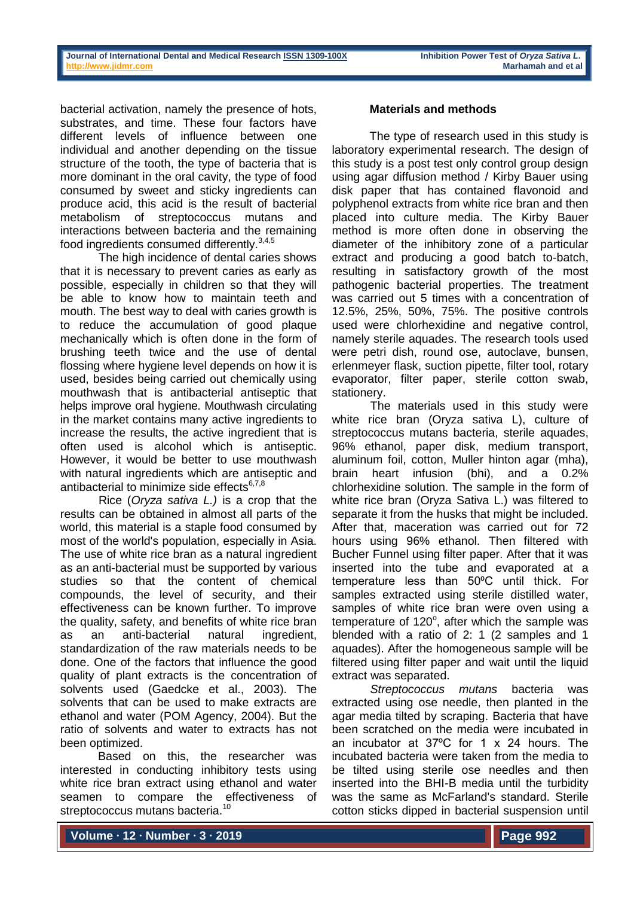bacterial activation, namely the presence of hots, substrates, and time. These four factors have different levels of influence between one individual and another depending on the tissue structure of the tooth, the type of bacteria that is more dominant in the oral cavity, the type of food consumed by sweet and sticky ingredients can produce acid, this acid is the result of bacterial metabolism of streptococcus mutans and interactions between bacteria and the remaining food ingredients consumed differently.[3,4,5]

The high incidence of dental caries shows that it is necessary to prevent caries as early as possible, especially in children so that they will be able to know how to maintain teeth and mouth. The best way to deal with caries growth is to reduce the accumulation of good plaque mechanically which is often done in the form of brushing teeth twice and the use of dental flossing where hygiene level depends on how it is used, besides being carried out chemically using mouthwash that is antibacterial antiseptic that helps improve oral hygiene. Mouthwash circulating in the market contains many active ingredients to increase the results, the active ingredient that is often used is alcohol which is antiseptic. However, it would be better to use mouthwash with natural ingredients which are antiseptic and antibacterial to minimize side effects[6,7,8]

Rice (*Oryza sativa L.)* is a crop that the results can be obtained in almost all parts of the world, this material is a staple food consumed by most of the world's population, especially in Asia. The use of white rice bran as a natural ingredient as an anti-bacterial must be supported by various studies so that the content of chemical compounds, the level of security, and their effectiveness can be known further. To improve the quality, safety, and benefits of white rice bran as an anti-bacterial natural ingredient, standardization of the raw materials needs to be done. One of the factors that influence the good quality of plant extracts is the concentration of solvents used (Gaedcke et al., 2003). The solvents that can be used to make extracts are ethanol and water (POM Agency, 2004). But the ratio of solvents and water to extracts has not been optimized.

Based on this, the researcher was interested in conducting inhibitory tests using white rice bran extract using ethanol and water seamen to compare the effectiveness of streptococcus mutans bacteria.[10]

## Materials and methods

The type of research used in this study is laboratory experimental research. The design of this study is a post test only control group design using agar diffusion method / Kirby Bauer using disk paper that has contained flavonoid and polyphenol extracts from white rice bran and then placed into culture media. The Kirby Bauer method is more often done in observing the diameter of the inhibitory zone of a particular extract and producing a good batch to-batch, resulting in satisfactory growth of the most pathogenic bacterial properties. The treatment was carried out 5 times with a concentration of 12.5%, 25%, 50%, 75%. The positive controls used were chlorhexidine and negative control, namely sterile aquades. The research tools used were petri dish, round ose, autoclave, bunsen, erlenmeyer flask, suction pipette, filter tool, rotary evaporator, filter paper, sterile cotton swab, stationery.

The materials used in this study were white rice bran (Oryza sativa L), culture of streptococcus mutans bacteria, sterile aquades, 96% ethanol, paper disk, medium transport, aluminum foil, cotton, Muller hinton agar (mha), brain heart infusion (bhi), and a 0.2% chlorhexidine solution. The sample in the form of white rice bran (Oryza Sativa L.) was filtered to separate it from the husks that might be included. After that, maceration was carried out for 72 hours using 96% ethanol. Then filtered with Bucher Funnel using filter paper. After that it was inserted into the tube and evaporated at a temperature less than 50ºC until thick. For samples extracted using sterile distilled water, samples of white rice bran were oven using a temperature of $120^{o}$, after which the sample was blended with a ratio of 2: 1 (2 samples and 1 aquades). After the homogeneous sample will be filtered using filter paper and wait until the liquid extract was separated.

*Streptococcus mutans* bacteria was extracted using ose needle, then planted in the agar media tilted by scraping. Bacteria that have been scratched on the media were incubated in an incubator at 37ºC for 1 x 24 hours. The incubated bacteria were taken from the media to be tilted using sterile ose needles and then inserted into the BHI-B media until the turbidity was the same as McFarland's standard. Sterile cotton sticks dipped in bacterial suspension until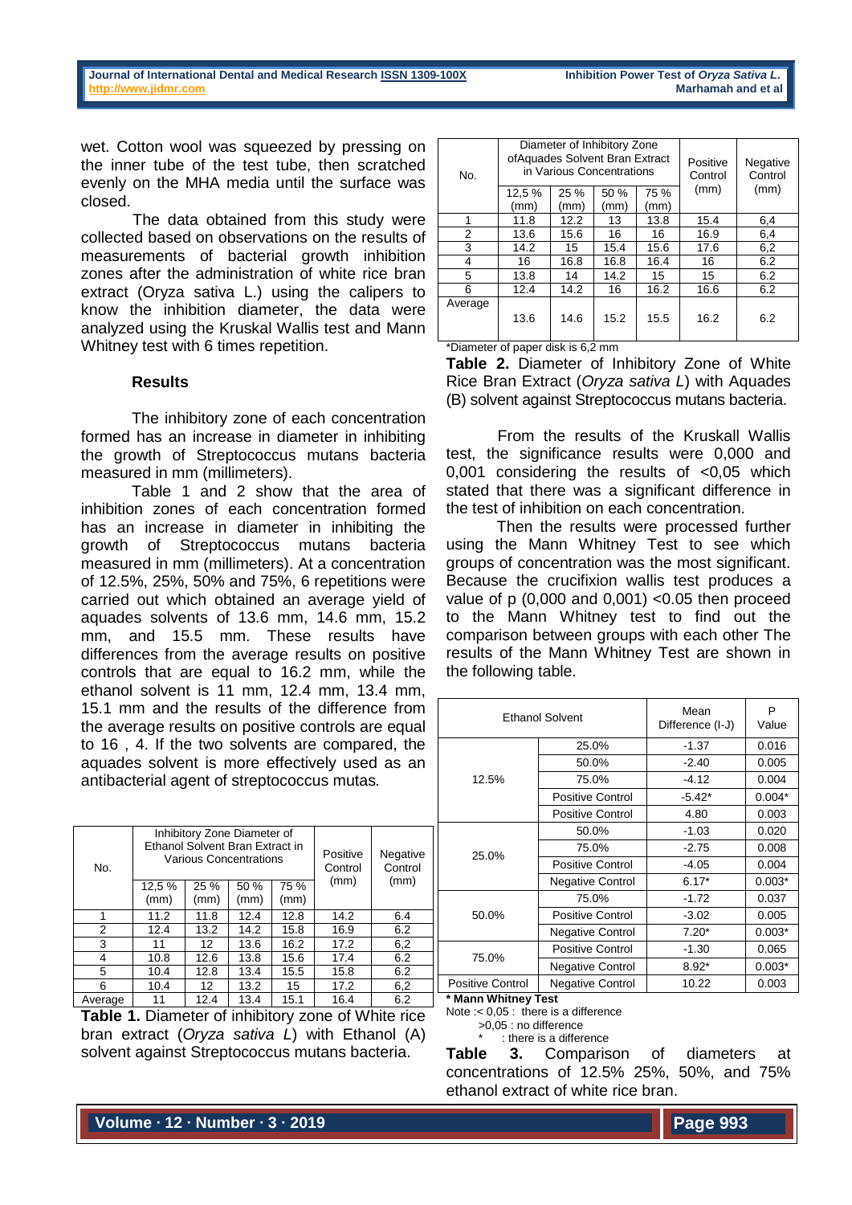wet. Cotton wool was squeezed by pressing on the inner tube of the test tube, then scratched evenly on the MHA media until the surface was closed.

The data obtained from this study were collected based on observations on the results of measurements of bacterial growth inhibition zones after the administration of white rice bran extract (Oryza sativa L.) using the calipers to know the inhibition diameter, the data were analyzed using the Kruskal Wallis test and Mann Whitney test with 6 times repetition.

### Results

The inhibitory zone of each concentration formed has an increase in diameter in inhibiting the growth of Streptococcus mutans bacteria measured in mm (millimeters).

Table 1 and 2 show that the area of inhibition zones of each concentration formed has an increase in diameter in inhibiting the growth of Streptococcus mutans bacteria measured in mm (millimeters). At a concentration of 12.5%, 25%, 50% and 75%, 6 repetitions were carried out which obtained an average yield of aquades solvents of 13.6 mm, 14.6 mm, 15.2 mm, and 15.5 mm. These results have differences from the average results on positive controls that are equal to 16.2 mm, while the ethanol solvent is 11 mm, 12.4 mm, 13.4 mm, 15.1 mm and the results of the difference from the average results on positive controls are equal to 16 , 4. If the two solvents are compared, the aquades solvent is more effectively used as an antibacterial agent of streptococcus mutas.

| No. | Inhibitory Zone Diameter of Ethanol Solvent Bran Extract in Various Concentrations | | | | Positive Control (mm) | Negative Control (mm) |
|---|---|---|---|---|---|---|
| | 12,5 % (mm) | 25 % (mm) | 50 % (mm) | 75 % (mm) | | |
| 1 | 11.2 | 11.8 | 12.4 | 12.8 | 14.2 | 6.4 |
| 2 | 12.4 | 13.2 | 14.2 | 15.8 | 16.9 | 6.2 |
| 3 | 11 | 12 | 13.6 | 16.2 | 17.2 | 6,2 |
| 4 | 10.8 | 12.6 | 13.8 | 15.6 | 17.4 | 6.2 |
| 5 | 10.4 | 12.8 | 13.4 | 15.5 | 15.8 | 6.2 |
| 6 | 10.4 | 12 | 13.2 | 15 | 17.2 | 6,2 |
| Average | 11 | 12.4 | 13.4 | 15.1 | 16.4 | 6.2 |

**Table 1.** Diameter of inhibitory zone of White rice bran extract (*Oryza sativa L*) with Ethanol (A) solvent against Streptococcus mutans bacteria.

| No. | Diameter of Inhibitory Zone ofAquades Solvent Bran Extract in Various Concentrations | | | | Positive Control (mm) | Negative Control (mm) |
|---|---|---|---|---|---|---|
| | 12,5 % (mm) | 25 % (mm) | 50 % (mm) | 75 % (mm) | | |
| 1 | 11.8 | 12.2 | 13 | 13.8 | 15.4 | 6,4 |
| 2 | 13.6 | 15.6 | 16 | 16 | 16.9 | 6,4 |
| 3 | 14.2 | 15 | 15.4 | 15.6 | 17.6 | 6,2 |
| 4 | 16 | 16.8 | 16.8 | 16.4 | 16 | 6.2 |
| 5 | 13.8 | 14 | 14.2 | 15 | 15 | 6.2 |
| 6 | 12.4 | 14.2 | 16 | 16.2 | 16.6 | 6.2 |
| Average | 13.6 | 14.6 | 15.2 | 15.5 | 16.2 | 6.2 |

*Diameter of paper disk is 6,2 mm

**Table 2.** Diameter of Inhibitory Zone of White Rice Bran Extract (*Oryza sativa L*) with Aquades (B) solvent against Streptococcus mutans bacteria.

From the results of the Kruskall Wallis test, the significance results were 0,000 and 0,001 considering the results of <0,05 which stated that there was a significant difference in the test of inhibition on each concentration.

Then the results were processed further using the Mann Whitney Test to see which groups of concentration was the most significant. Because the crucifixion wallis test produces a value of p (0,000 and 0,001) <0.05 then proceed to the Mann Whitney test to find out the comparison between groups with each other The results of the Mann Whitney Test are shown in the following table.

| Ethanol Solvent | | Mean Difference (I-J) | P Value |
|---|---|---|---|
| 12.5% | 25.0% | -1.37 | 0.016 |
| | 50.0% | -2.40 | 0.005 |
| | 75.0% | -4.12 | 0.004 |
| | Positive Control | -5.42* | 0.004* |
| | Positive Control | 4.80 | 0.003 |
| 25.0% | 50.0% | -1.03 | 0.020 |
| | 75.0% | -2.75 | 0.008 |
| | Positive Control | -4.05 | 0.004 |
| | Negative Control | 6.17* | 0.003* |
| 50.0% | 75.0% | -1.72 | 0.037 |
| | Positive Control | -3.02 | 0.005 |
| | Negative Control | 7.20* | 0.003* |
| 75.0% | Positive Control | -1.30 | 0.065 |
| | Negative Control | 8.92* | 0.003* |
| Positive Control | Negative Control | 10.22 | 0.003 |

**\* Mann Whitney Test**

Note :< 0,05 : there is a difference
>0,05 : no difference
* : there is a difference

**Table 3.** Comparison of diameters at concentrations of 12.5% 25%, 50%, and 75% ethanol extract of white rice bran.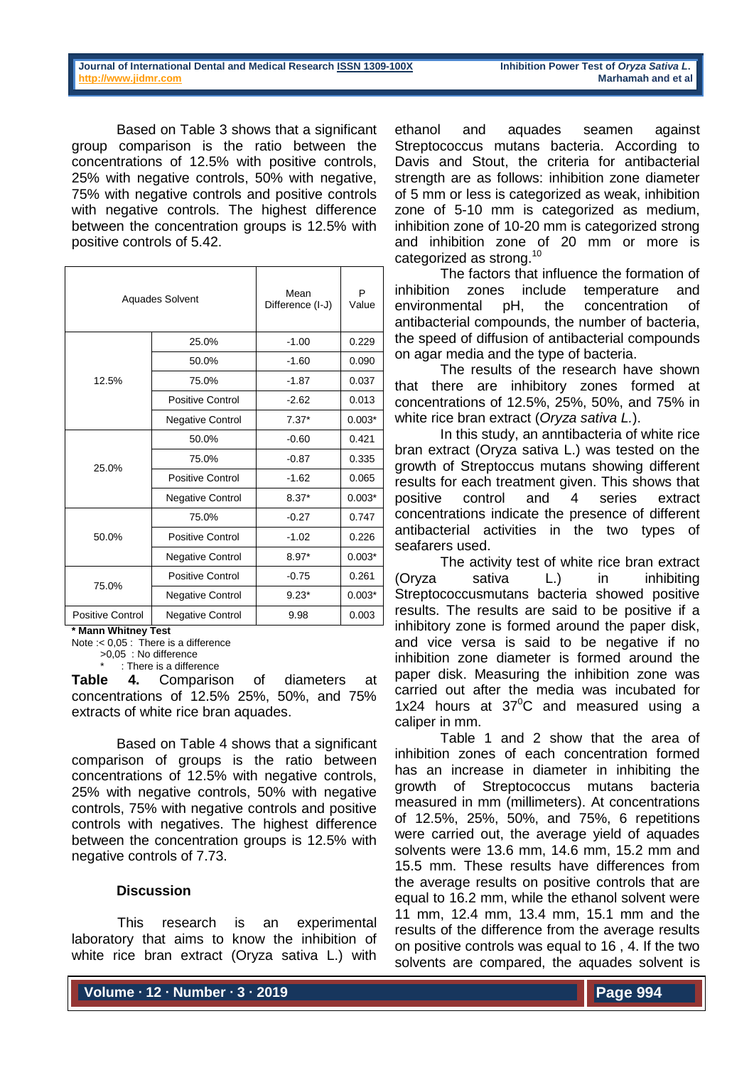Based on Table 3 shows that a significant group comparison is the ratio between the concentrations of 12.5% with positive controls, 25% with negative controls, 50% with negative, 75% with negative controls and positive controls with negative controls. The highest difference between the concentration groups is 12.5% with positive controls of 5.42.

| Aquades Solvent | | Mean Difference (I-J) | P Value |
|---|---|---|---|
| 12.5% | 25.0% | -1.00 | 0.229 |
| | 50.0% | -1.60 | 0.090 |
| | 75.0% | -1.87 | 0.037 |
| | Positive Control | -2.62 | 0.013 |
| | Negative Control | 7.37* | 0.003* |
| 25.0% | 50.0% | -0.60 | 0.421 |
| | 75.0% | -0.87 | 0.335 |
| | Positive Control | -1.62 | 0.065 |
| | Negative Control | 8.37* | 0.003* |
| 50.0% | 75.0% | -0.27 | 0.747 |
| | Positive Control | -1.02 | 0.226 |
| | Negative Control | 8.97* | 0.003* |
| 75.0% | Positive Control | -0.75 | 0.261 |
| | Negative Control | 9.23* | 0.003* |
| Positive Control | Negative Control | 9.98 | 0.003 |

**\* Mann Whitney Test**

Note :< 0,05 : There is a difference
>0,05 : No difference
\* : There is a difference

**Table 4.** Comparison of diameters at concentrations of 12.5% 25%, 50%, and 75% extracts of white rice bran aquades.

Based on Table 4 shows that a significant comparison of groups is the ratio between concentrations of 12.5% with negative controls, 25% with negative controls, 50% with negative controls, 75% with negative controls and positive controls with negatives. The highest difference between the concentration groups is 12.5% with negative controls of 7.73.

## Discussion

This research is an experimental laboratory that aims to know the inhibition of white rice bran extract (Oryza sativa L.) with ethanol and aquades seamen against Streptococcus mutans bacteria. According to Davis and Stout, the criteria for antibacterial strength are as follows: inhibition zone diameter of 5 mm or less is categorized as weak, inhibition zone of 5-10 mm is categorized as medium, inhibition zone of 10-20 mm is categorized strong and inhibition zone of 20 mm or more is categorized as strong.[10]

The factors that influence the formation of inhibition zones include temperature and environmental pH, the concentration of antibacterial compounds, the number of bacteria, the speed of diffusion of antibacterial compounds on agar media and the type of bacteria.

The results of the research have shown that there are inhibitory zones formed at concentrations of 12.5%, 25%, 50%, and 75% in white rice bran extract (*Oryza sativa L.*).

In this study, an anntibacteria of white rice bran extract (Oryza sativa L.) was tested on the growth of Streptoccus mutans showing different results for each treatment given. This shows that positive control and 4 series extract concentrations indicate the presence of different antibacterial activities in the two types of seafarers used.

The activity test of white rice bran extract (Oryza sativa L.) in inhibiting Streptococcusmutans bacteria showed positive results. The results are said to be positive if a inhibitory zone is formed around the paper disk, and vice versa is said to be negative if no inhibition zone diameter is formed around the paper disk. Measuring the inhibition zone was carried out after the media was incubated for 1x24 hours at $37^0$C and measured using a caliper in mm.

Table 1 and 2 show that the area of inhibition zones of each concentration formed has an increase in diameter in inhibiting the growth of Streptococcus mutans bacteria measured in mm (millimeters). At concentrations of 12.5%, 25%, 50%, and 75%, 6 repetitions were carried out, the average yield of aquades solvents were 13.6 mm, 14.6 mm, 15.2 mm and 15.5 mm. These results have differences from the average results on positive controls that are equal to 16.2 mm, while the ethanol solvent were 11 mm, 12.4 mm, 13.4 mm, 15.1 mm and the results of the difference from the average results on positive controls was equal to 16 , 4. If the two solvents are compared, the aquades solvent is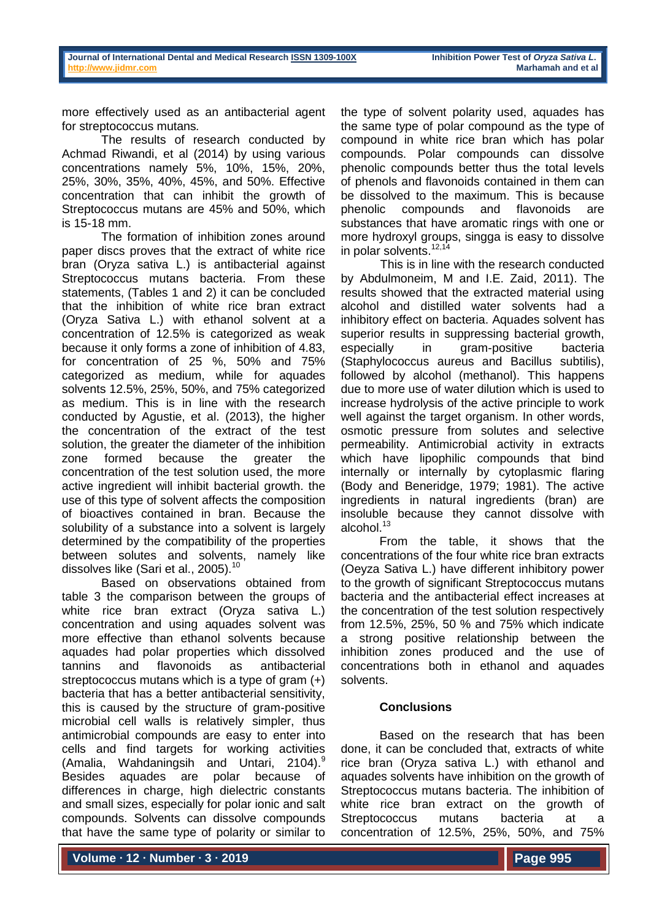more effectively used as an antibacterial agent for streptococcus mutans.

The results of research conducted by Achmad Riwandi, et al (2014) by using various concentrations namely 5%, 10%, 15%, 20%, 25%, 30%, 35%, 40%, 45%, and 50%. Effective concentration that can inhibit the growth of Streptococcus mutans are 45% and 50%, which is 15-18 mm.

The formation of inhibition zones around paper discs proves that the extract of white rice bran (Oryza sativa L.) is antibacterial against Streptococcus mutans bacteria. From these statements, (Tables 1 and 2) it can be concluded that the inhibition of white rice bran extract (Oryza Sativa L.) with ethanol solvent at a concentration of 12.5% is categorized as weak because it only forms a zone of inhibition of 4.83, for concentration of 25 %, 50% and 75% categorized as medium, while for aquades solvents 12.5%, 25%, 50%, and 75% categorized as medium. This is in line with the research conducted by Agustie, et al. (2013), the higher the concentration of the extract of the test solution, the greater the diameter of the inhibition zone formed because the greater the concentration of the test solution used, the more active ingredient will inhibit bacterial growth. the use of this type of solvent affects the composition of bioactives contained in bran. Because the solubility of a substance into a solvent is largely determined by the compatibility of the properties between solutes and solvents, namely like dissolves like (Sari et al., 2005).[10]

Based on observations obtained from table 3 the comparison between the groups of white rice bran extract (Oryza sativa L.) concentration and using aquades solvent was more effective than ethanol solvents because aquades had polar properties which dissolved tannins and flavonoids as antibacterial streptococcus mutans which is a type of gram (+) bacteria that has a better antibacterial sensitivity, this is caused by the structure of gram-positive microbial cell walls is relatively simpler, thus antimicrobial compounds are easy to enter into cells and find targets for working activities (Amalia, Wahdaningsih and Untari, 2104).[9] Besides aquades are polar because of differences in charge, high dielectric constants and small sizes, especially for polar ionic and salt compounds. Solvents can dissolve compounds that have the same type of polarity or similar to the type of solvent polarity used, aquades has the same type of polar compound as the type of compound in white rice bran which has polar compounds. Polar compounds can dissolve phenolic compounds better thus the total levels of phenols and flavonoids contained in them can be dissolved to the maximum. This is because phenolic compounds and flavonoids are substances that have aromatic rings with one or more hydroxyl groups, singga is easy to dissolve in polar solvents.[12,14]

This is in line with the research conducted by Abdulmoneim, M and I.E. Zaid, 2011). The results showed that the extracted material using alcohol and distilled water solvents had a inhibitory effect on bacteria. Aquades solvent has superior results in suppressing bacterial growth, especially in gram-positive bacteria (Staphylococcus aureus and Bacillus subtilis), followed by alcohol (methanol). This happens due to more use of water dilution which is used to increase hydrolysis of the active principle to work well against the target organism. In other words, osmotic pressure from solutes and selective permeability. Antimicrobial activity in extracts which have lipophilic compounds that bind internally or internally by cytoplasmic flaring (Body and Beneridge, 1979; 1981). The active ingredients in natural ingredients (bran) are insoluble because they cannot dissolve with alcohol.[13]

From the table, it shows that the concentrations of the four white rice bran extracts (Oeyza Sativa L.) have different inhibitory power to the growth of significant Streptococcus mutans bacteria and the antibacterial effect increases at the concentration of the test solution respectively from 12.5%, 25%, 50 % and 75% which indicate a strong positive relationship between the inhibition zones produced and the use of concentrations both in ethanol and aquades solvents.

## Conclusions

Based on the research that has been done, it can be concluded that, extracts of white rice bran (Oryza sativa L.) with ethanol and aquades solvents have inhibition on the growth of Streptococcus mutans bacteria. The inhibition of white rice bran extract on the growth of Streptococcus mutans bacteria at a concentration of 12.5%, 25%, 50%, and 75%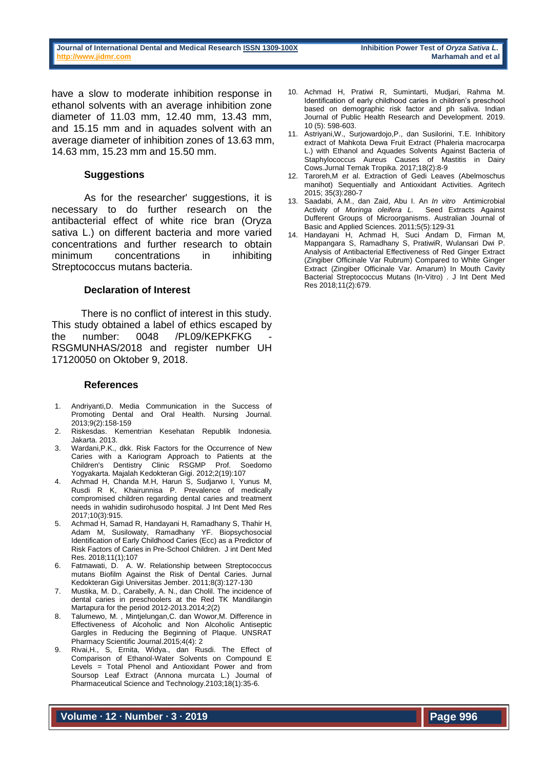have a slow to moderate inhibition response in ethanol solvents with an average inhibition zone diameter of 11.03 mm, 12.40 mm, 13.43 mm, and 15.15 mm and in aquades solvent with an average diameter of inhibition zones of 13.63 mm, 14.63 mm, 15.23 mm and 15.50 mm.

### Suggestions

As for the researcher' suggestions, it is necessary to do further research on the antibacterial effect of white rice bran (Oryza sativa L.) on different bacteria and more varied concentrations and further research to obtain minimum concentrations in inhibiting Streptococcus mutans bacteria.

### Declaration of Interest

There is no conflict of interest in this study. This study obtained a label of ethics escaped by the number: 0048 /PL09/KEPKFKG - RSGMUNHAS/2018 and register number UH 17120050 on Oktober 9, 2018.

### References

1. Andriyanti,D. Media Communication in the Success of Promoting Dental and Oral Health. Nursing Journal. 2013;9(2):158-159
2. Riskesdas. Kementrian Kesehatan Republik Indonesia. Jakarta. 2013.
3. Wardani,P.K., dkk. Risk Factors for the Occurrence of New Caries with a Kariogram Approach to Patients at the Children's Dentistry Clinic RSGMP Prof. Soedomo Yogyakarta. Majalah Kedokteran Gigi. 2012;2(19):107
4. Achmad H, Chanda M.H, Harun S, Sudjarwo I, Yunus M, Rusdi R K, Khairunnisa P. Prevalence of medically compromised children regarding dental caries and treatment needs in wahidin sudirohusodo hospital. J Int Dent Med Res 2017;10(3):915.
5. Achmad H, Samad R, Handayani H, Ramadhany S, Thahir H, Adam M, Susilowaty, Ramadhany YF. Biopsychosocial Identification of Early Childhood Caries (Ecc) as a Predictor of Risk Factors of Caries in Pre-School Children. J int Dent Med Res. 2018;11(1);107
6. Fatmawati, D. A. W. Relationship between Streptococcus mutans Biofilm Against the Risk of Dental Caries. Jurnal Kedokteran Gigi Universitas Jember. 2011;8(3):127-130
7. Mustika, M. D., Carabelly, A. N., dan Cholil. The incidence of dental caries in preschoolers at the Red TK Mandilangin Martapura for the period 2012-2013.2014;2(2)
8. Talumewo, M. , Mintjelungan,C. dan Wowor,M. Difference in Effectiveness of Alcoholic and Non Alcoholic Antiseptic Gargles in Reducing the Beginning of Plaque. UNSRAT Pharmacy Scientific Journal.2015;4(4): 2
9. Rivai,H., S, Ernita, Widya., dan Rusdi. The Effect of Comparison of Ethanol-Water Solvents on Compound E Levels = Total Phenol and Antioxidant Power and from Soursop Leaf Extract (Annona murcata L.) Journal of Pharmaceutical Science and Technology.2103;18(1):35-6.
10. Achmad H, Pratiwi R, Sumintarti, Mudjari, Rahma M. Identification of early childhood caries in children's preschool based on demographic risk factor and ph saliva. Indian Journal of Public Health Research and Development. 2019. 10 (5): 598-603.
11. Astriyani,W., Surjowardojo,P., dan Susilorini, T.E. Inhibitory extract of Mahkota Dewa Fruit Extract (Phaleria macrocarpa L.) with Ethanol and Aquades Solvents Against Bacteria of Staphylococcus Aureus Causes of Mastitis in Dairy Cows.Jurnal Ternak Tropika. 2017;18(2):8-9
12. Taroreh,M *et* al. Extraction of Gedi Leaves (Abelmoschus manihot) Sequentially and Antioxidant Activities. Agritech 2015; 35(3):280-7
13. Saadabi, A.M., dan Zaid, Abu I. An *In vitro* Antimicrobial Activity of *Moringa oleifera L.* Seed Extracts Against Dufferent Groups of Microorganisms. Australian Journal of Basic and Applied Sciences. 2011;5(5):129-31
14. Handayani H, Achmad H, Suci Andam D, Firman M, Mappangara S, Ramadhany S, PratiwiR, Wulansari Dwi P. Analysis of Antibacterial Effectiveness of Red Ginger Extract (Zingiber Officinale Var Rubrum) Compared to White Ginger Extract (Zingiber Officinale Var. Amarum) In Mouth Cavity Bacterial Streptococcus Mutans (In-Vitro) . J Int Dent Med Res 2018;11(2):679.